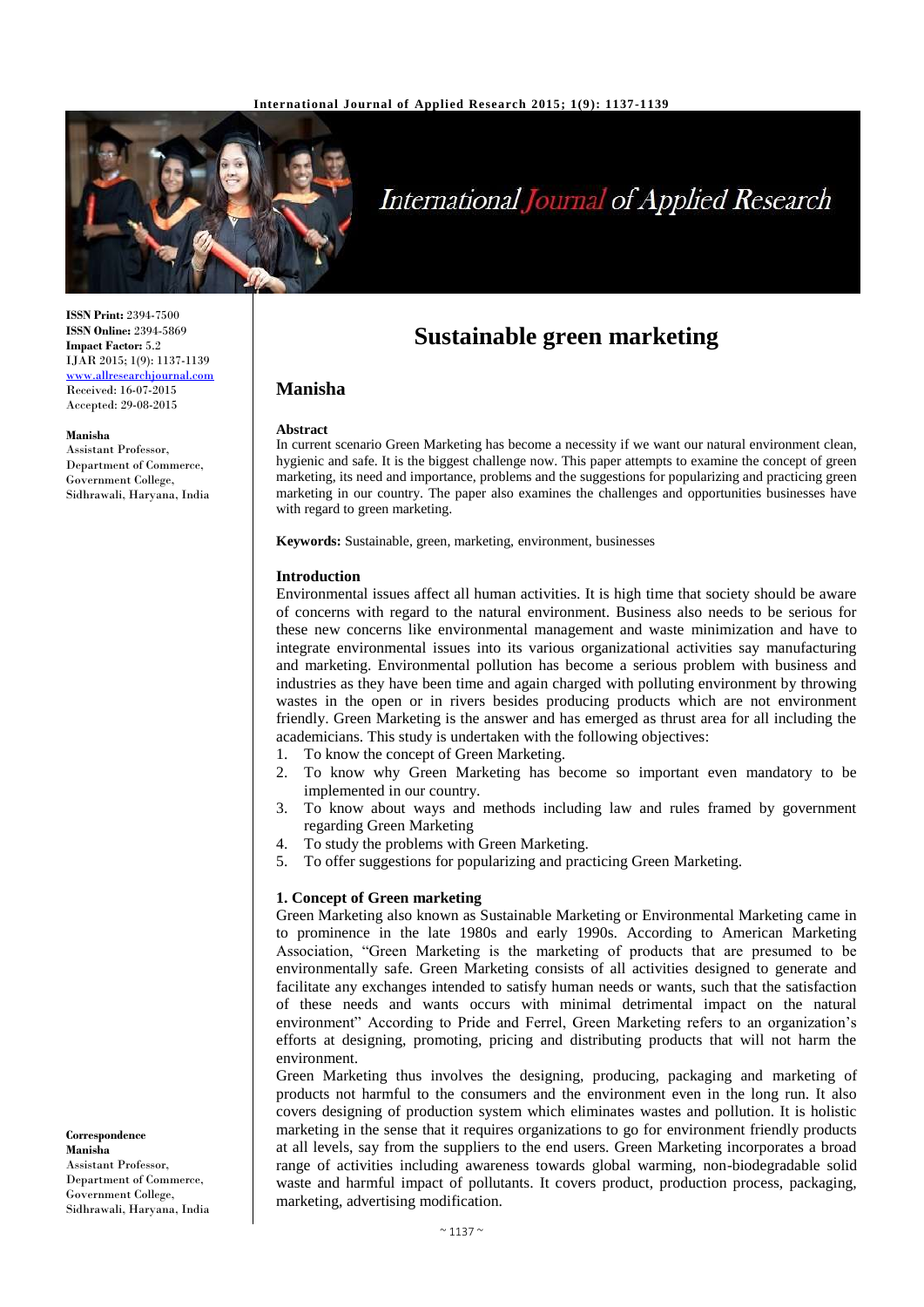# Sustainable green marketing

## Manisha

**ISSN Print:** 2394-7500
**ISSN Online:** 2394-5869
**Impact Factor:** 5.2
IJAR 2015; 1(9): 1137-1139
www.allresearchjournal.com
Received: 16-07-2015
Accepted: 29-08-2015

**Manisha**
Assistant Professor, Department of Commerce, Government College, Sidhrawali, Haryana, India

**Correspondence**
**Manisha**
Assistant Professor, Department of Commerce, Government College, Sidhrawali, Haryana, India

### Abstract

In current scenario Green Marketing has become a necessity if we want our natural environment clean, hygienic and safe. It is the biggest challenge now. This paper attempts to examine the concept of green marketing, its need and importance, problems and the suggestions for popularizing and practicing green marketing in our country. The paper also examines the challenges and opportunities businesses have with regard to green marketing.

**Keywords:** Sustainable, green, marketing, environment, businesses

### Introduction

Environmental issues affect all human activities. It is high time that society should be aware of concerns with regard to the natural environment. Business also needs to be serious for these new concerns like environmental management and waste minimization and have to integrate environmental issues into its various organizational activities say manufacturing and marketing. Environmental pollution has become a serious problem with business and industries as they have been time and again charged with polluting environment by throwing wastes in the open or in rivers besides producing products which are not environment friendly. Green Marketing is the answer and has emerged as thrust area for all including the academicians. This study is undertaken with the following objectives:

1. To know the concept of Green Marketing.
2. To know why Green Marketing has become so important even mandatory to be implemented in our country.
3. To know about ways and methods including law and rules framed by government regarding Green Marketing
4. To study the problems with Green Marketing.
5. To offer suggestions for popularizing and practicing Green Marketing.

### 1. Concept of Green marketing

Green Marketing also known as Sustainable Marketing or Environmental Marketing came in to prominence in the late 1980s and early 1990s. According to American Marketing Association, "Green Marketing is the marketing of products that are presumed to be environmentally safe. Green Marketing consists of all activities designed to generate and facilitate any exchanges intended to satisfy human needs or wants, such that the satisfaction of these needs and wants occurs with minimal detrimental impact on the natural environment" According to Pride and Ferrel, Green Marketing refers to an organization's efforts at designing, promoting, pricing and distributing products that will not harm the environment.

Green Marketing thus involves the designing, producing, packaging and marketing of products not harmful to the consumers and the environment even in the long run. It also covers designing of production system which eliminates wastes and pollution. It is holistic marketing in the sense that it requires organizations to go for environment friendly products at all levels, say from the suppliers to the end users. Green Marketing incorporates a broad range of activities including awareness towards global warming, non-biodegradable solid waste and harmful impact of pollutants. It covers product, production process, packaging, marketing, advertising modification.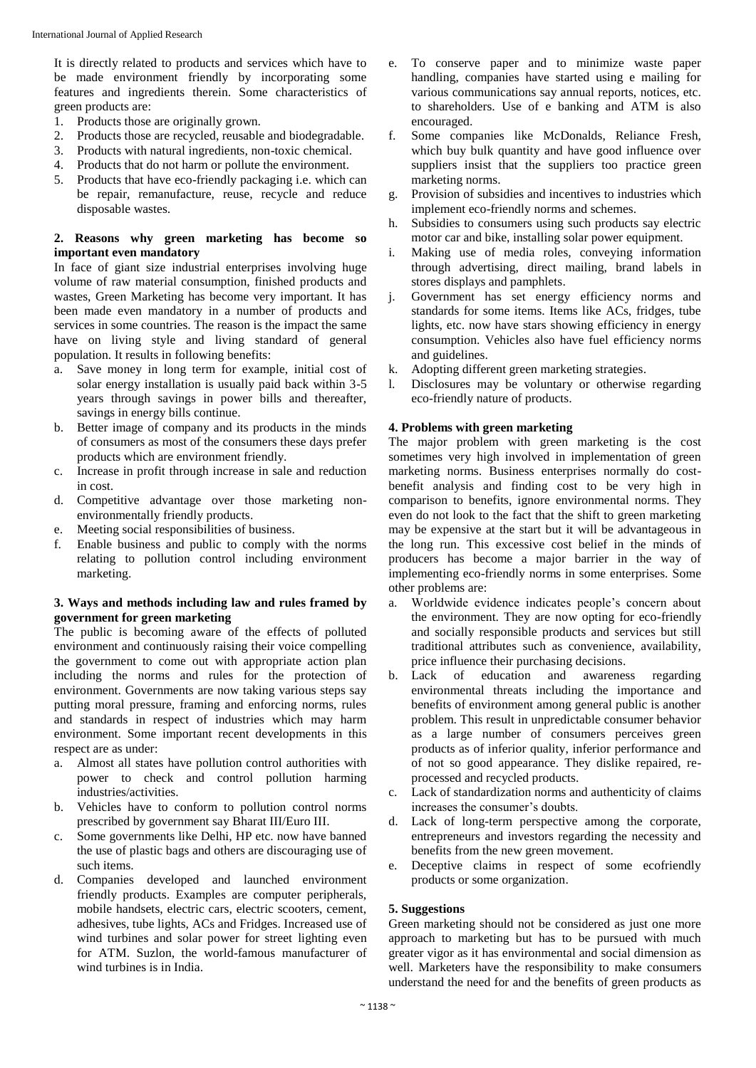It is directly related to products and services which have to be made environment friendly by incorporating some features and ingredients therein. Some characteristics of green products are:

1. Products those are originally grown.
2. Products those are recycled, reusable and biodegradable.
3. Products with natural ingredients, non-toxic chemical.
4. Products that do not harm or pollute the environment.
5. Products that have eco-friendly packaging i.e. which can be repair, remanufacture, reuse, recycle and reduce disposable wastes.

### 2. Reasons why green marketing has become so important even mandatory

In face of giant size industrial enterprises involving huge volume of raw material consumption, finished products and wastes, Green Marketing has become very important. It has been made even mandatory in a number of products and services in some countries. The reason is the impact the same have on living style and living standard of general population. It results in following benefits:

a. Save money in long term for example, initial cost of solar energy installation is usually paid back within 3-5 years through savings in power bills and thereafter, savings in energy bills continue.
b. Better image of company and its products in the minds of consumers as most of the consumers these days prefer products which are environment friendly.
c. Increase in profit through increase in sale and reduction in cost.
d. Competitive advantage over those marketing non-environmentally friendly products.
e. Meeting social responsibilities of business.
f. Enable business and public to comply with the norms relating to pollution control including environment marketing.

### 3. Ways and methods including law and rules framed by government for green marketing

The public is becoming aware of the effects of polluted environment and continuously raising their voice compelling the government to come out with appropriate action plan including the norms and rules for the protection of environment. Governments are now taking various steps say putting moral pressure, framing and enforcing norms, rules and standards in respect of industries which may harm environment. Some important recent developments in this respect are as under:

a. Almost all states have pollution control authorities with power to check and control pollution harming industries/activities.
b. Vehicles have to conform to pollution control norms prescribed by government say Bharat III/Euro III.
c. Some governments like Delhi, HP etc. now have banned the use of plastic bags and others are discouraging use of such items.
d. Companies developed and launched environment friendly products. Examples are computer peripherals, mobile handsets, electric cars, electric scooters, cement, adhesives, tube lights, ACs and Fridges. Increased use of wind turbines and solar power for street lighting even for ATM. Suzlon, the world-famous manufacturer of wind turbines is in India.
e. To conserve paper and to minimize waste paper handling, companies have started using e mailing for various communications say annual reports, notices, etc. to shareholders. Use of e banking and ATM is also encouraged.
f. Some companies like McDonalds, Reliance Fresh, which buy bulk quantity and have good influence over suppliers insist that the suppliers too practice green marketing norms.
g. Provision of subsidies and incentives to industries which implement eco-friendly norms and schemes.
h. Subsidies to consumers using such products say electric motor car and bike, installing solar power equipment.
i. Making use of media roles, conveying information through advertising, direct mailing, brand labels in stores displays and pamphlets.
j. Government has set energy efficiency norms and standards for some items. Items like ACs, fridges, tube lights, etc. now have stars showing efficiency in energy consumption. Vehicles also have fuel efficiency norms and guidelines.
k. Adopting different green marketing strategies.
l. Disclosures may be voluntary or otherwise regarding eco-friendly nature of products.

### 4. Problems with green marketing

The major problem with green marketing is the cost sometimes very high involved in implementation of green marketing norms. Business enterprises normally do cost-benefit analysis and finding cost to be very high in comparison to benefits, ignore environmental norms. They even do not look to the fact that the shift to green marketing may be expensive at the start but it will be advantageous in the long run. This excessive cost belief in the minds of producers has become a major barrier in the way of implementing eco-friendly norms in some enterprises. Some other problems are:

a. Worldwide evidence indicates people's concern about the environment. They are now opting for eco-friendly and socially responsible products and services but still traditional attributes such as convenience, availability, price influence their purchasing decisions.
b. Lack of education and awareness regarding environmental threats including the importance and benefits of environment among general public is another problem. This result in unpredictable consumer behavior as a large number of consumers perceives green products as of inferior quality, inferior performance and of not so good appearance. They dislike repaired, re-processed and recycled products.
c. Lack of standardization norms and authenticity of claims increases the consumer's doubts.
d. Lack of long-term perspective among the corporate, entrepreneurs and investors regarding the necessity and benefits from the new green movement.
e. Deceptive claims in respect of some ecofriendly products or some organization.

### 5. Suggestions

Green marketing should not be considered as just one more approach to marketing but has to be pursued with much greater vigor as it has environmental and social dimension as well. Marketers have the responsibility to make consumers understand the need for and the benefits of green products as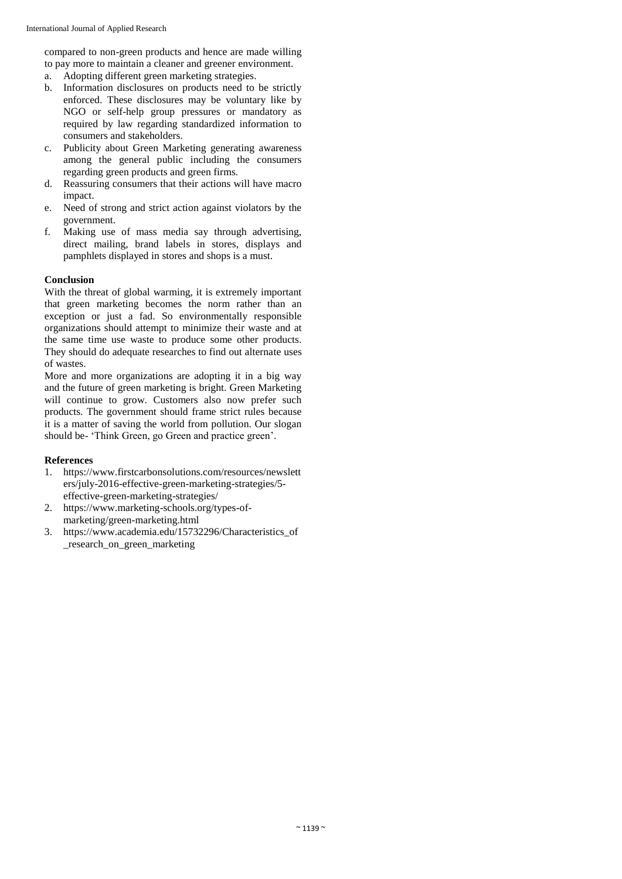compared to non-green products and hence are made willing to pay more to maintain a cleaner and greener environment.

a. Adopting different green marketing strategies.
b. Information disclosures on products need to be strictly enforced. These disclosures may be voluntary like by NGO or self-help group pressures or mandatory as required by law regarding standardized information to consumers and stakeholders.
c. Publicity about Green Marketing generating awareness among the general public including the consumers regarding green products and green firms.
d. Reassuring consumers that their actions will have macro impact.
e. Need of strong and strict action against violators by the government.
f. Making use of mass media say through advertising, direct mailing, brand labels in stores, displays and pamphlets displayed in stores and shops is a must.

## Conclusion

With the threat of global warming, it is extremely important that green marketing becomes the norm rather than an exception or just a fad. So environmentally responsible organizations should attempt to minimize their waste and at the same time use waste to produce some other products. They should do adequate researches to find out alternate uses of wastes.

More and more organizations are adopting it in a big way and the future of green marketing is bright. Green Marketing will continue to grow. Customers also now prefer such products. The government should frame strict rules because it is a matter of saving the world from pollution. Our slogan should be- 'Think Green, go Green and practice green'.

## References

1. https://www.firstcarbonsolutions.com/resources/newsletters/july-2016-effective-green-marketing-strategies/5-effective-green-marketing-strategies/
2. https://www.marketing-schools.org/types-of-marketing/green-marketing.html
3. https://www.academia.edu/15732296/Characteristics_of_research_on_green_marketing